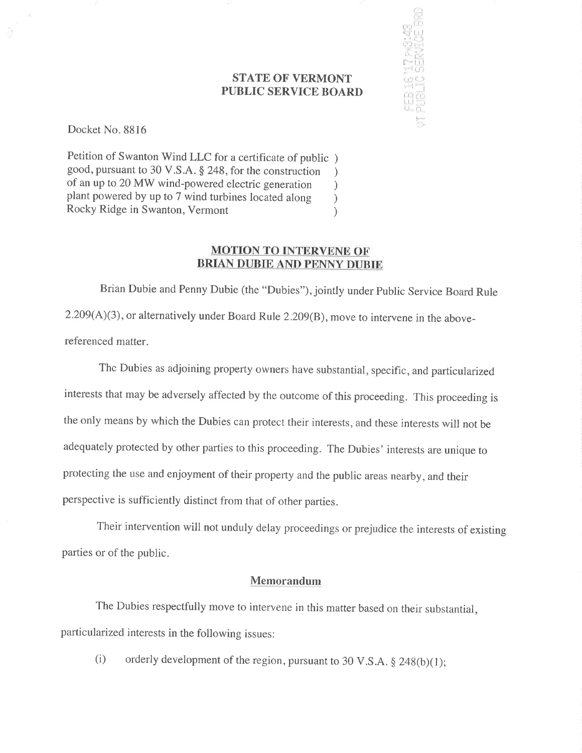**STATE OF VERMONT**
**PUBLIC SERVICE BOARD**

Docket No. 8816

Petition of Swanton Wind LLC for a certificate of public good, pursuant to 30 V.S.A. § 248, for the construction of an up to 20 MW wind-powered electric generation plant powered by up to 7 wind turbines located along Rocky Ridge in Swanton, Vermont )

## MOTION TO INTERVENE OF BRIAN DUBIE AND PENNY DUBIE

Brian Dubie and Penny Dubie (the "Dubies"), jointly under Public Service Board Rule 2.209(A)(3), or alternatively under Board Rule 2.209(B), move to intervene in the above-referenced matter.

The Dubies as adjoining property owners have substantial, specific, and particularized interests that may be adversely affected by the outcome of this proceeding. This proceeding is the only means by which the Dubies can protect their interests, and these interests will not be adequately protected by other parties to this proceeding. The Dubies' interests are unique to protecting the use and enjoyment of their property and the public areas nearby, and their perspective is sufficiently distinct from that of other parties.

Their intervention will not unduly delay proceedings or prejudice the interests of existing parties or of the public.

### Memorandum

The Dubies respectfully move to intervene in this matter based on their substantial, particularized interests in the following issues:

(i) orderly development of the region, pursuant to 30 V.S.A. § 248(b)(1);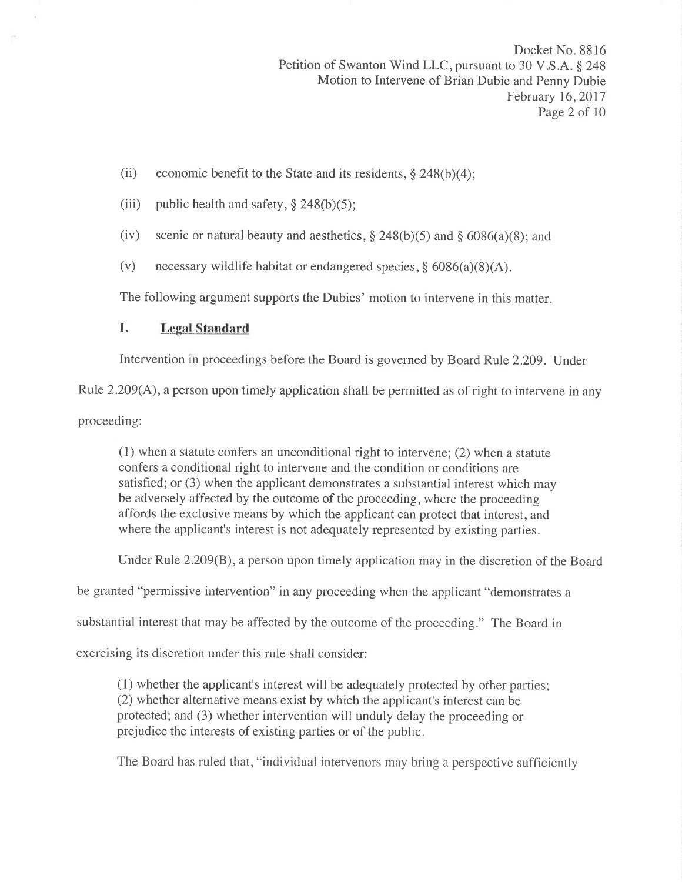(ii) economic benefit to the State and its residents, § 248(b)(4);

(iii) public health and safety, § 248(b)(5);

(iv) scenic or natural beauty and aesthetics, § 248(b)(5) and § 6086(a)(8); and

(v) necessary wildlife habitat or endangered species, § 6086(a)(8)(A).

The following argument supports the Dubies' motion to intervene in this matter.

## I. Legal Standard

Intervention in proceedings before the Board is governed by Board Rule 2.209. Under Rule 2.209(A), a person upon timely application shall be permitted as of right to intervene in any proceeding:

> (1) when a statute confers an unconditional right to intervene; (2) when a statute confers a conditional right to intervene and the condition or conditions are satisfied; or (3) when the applicant demonstrates a substantial interest which may be adversely affected by the outcome of the proceeding, where the proceeding affords the exclusive means by which the applicant can protect that interest, and where the applicant's interest is not adequately represented by existing parties.

Under Rule 2.209(B), a person upon timely application may in the discretion of the Board be granted "permissive intervention" in any proceeding when the applicant "demonstrates a substantial interest that may be affected by the outcome of the proceeding." The Board in exercising its discretion under this rule shall consider:

> (1) whether the applicant's interest will be adequately protected by other parties; (2) whether alternative means exist by which the applicant's interest can be protected; and (3) whether intervention will unduly delay the proceeding or prejudice the interests of existing parties or of the public.

The Board has ruled that, "individual intervenors may bring a perspective sufficiently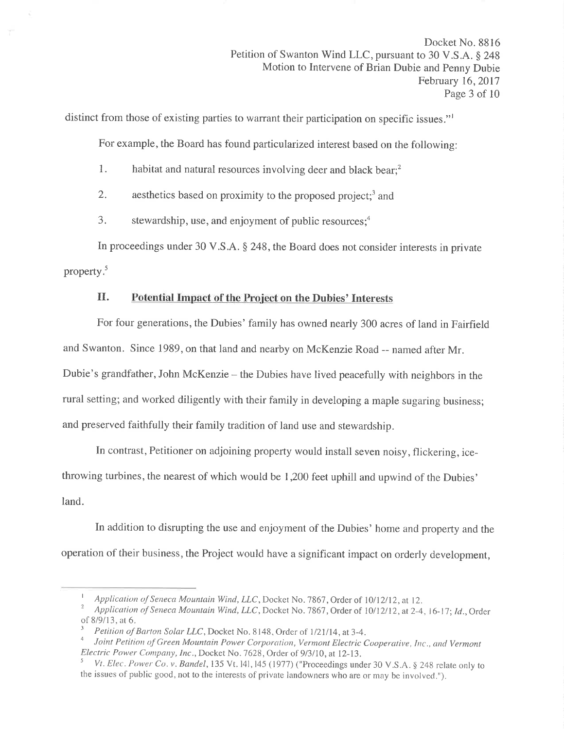distinct from those of existing parties to warrant their participation on specific issues."[1]

For example, the Board has found particularized interest based on the following:

1. habitat and natural resources involving deer and black bear;[2]
2. aesthetics based on proximity to the proposed project;[3] and
3. stewardship, use, and enjoyment of public resources;[4]

In proceedings under 30 V.S.A. § 248, the Board does not consider interests in private property.[5]

## II. Potential Impact of the Project on the Dubies' Interests

For four generations, the Dubies' family has owned nearly 300 acres of land in Fairfield and Swanton. Since 1989, on that land and nearby on McKenzie Road -- named after Mr. Dubie's grandfather, John McKenzie – the Dubies have lived peacefully with neighbors in the rural setting; and worked diligently with their family in developing a maple sugaring business; and preserved faithfully their family tradition of land use and stewardship.

In contrast, Petitioner on adjoining property would install seven noisy, flickering, ice-throwing turbines, the nearest of which would be 1,200 feet uphill and upwind of the Dubies' land.

In addition to disrupting the use and enjoyment of the Dubies' home and property and the operation of their business, the Project would have a significant impact on orderly development,

---

[1] *Application of Seneca Mountain Wind, LLC*, Docket No. 7867, Order of 10/12/12, at 12.

[2] *Application of Seneca Mountain Wind, LLC*, Docket No. 7867, Order of 10/12/12, at 2-4, 16-17; *Id.*, Order of 8/9/13, at 6.

[3] *Petition of Barton Solar LLC*, Docket No. 8148, Order of 1/21/14, at 3-4.

[4] *Joint Petition of Green Mountain Power Corporation, Vermont Electric Cooperative, Inc., and Vermont Electric Power Company, Inc.*, Docket No. 7628, Order of 9/3/10, at 12-13.

[5] *Vt. Elec. Power Co. v. Bandel*, 135 Vt. 141, 145 (1977) ("Proceedings under 30 V.S.A. § 248 relate only to the issues of public good, not to the interests of private landowners who are or may be involved.").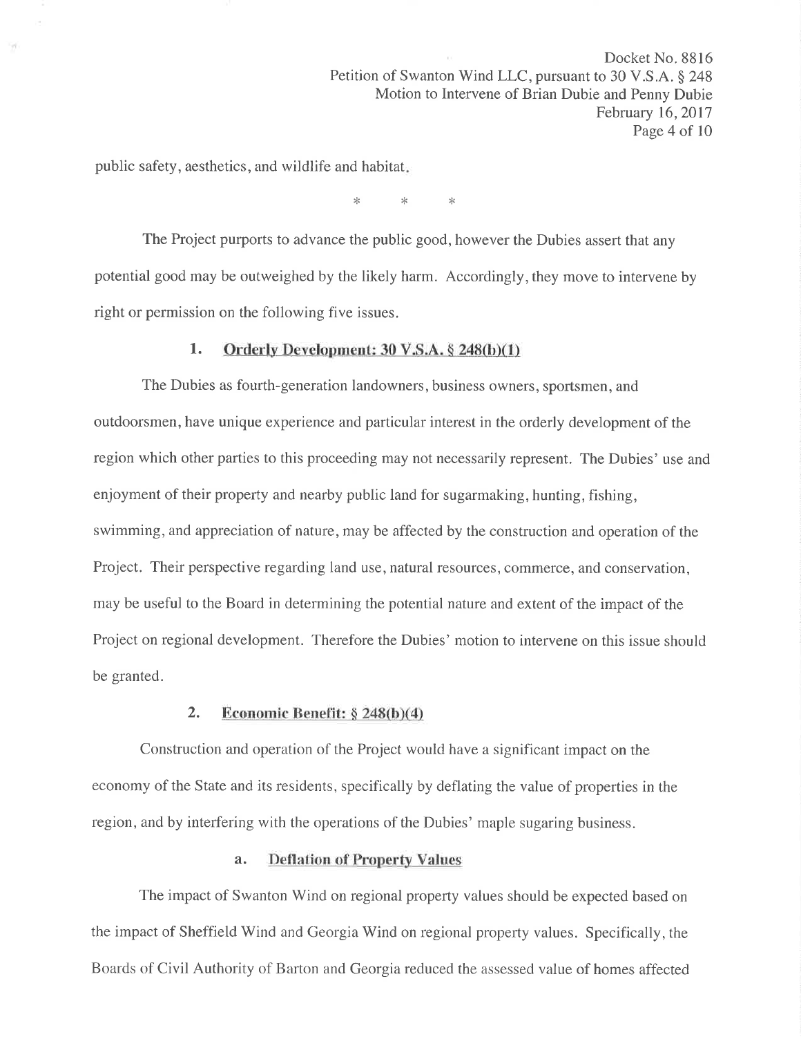public safety, aesthetics, and wildlife and habitat.

\*        \*        \*

The Project purports to advance the public good, however the Dubies assert that any potential good may be outweighed by the likely harm. Accordingly, they move to intervene by right or permission on the following five issues.

### 1. Orderly Development: 30 V.S.A. § 248(b)(1)

The Dubies as fourth-generation landowners, business owners, sportsmen, and outdoorsmen, have unique experience and particular interest in the orderly development of the region which other parties to this proceeding may not necessarily represent. The Dubies' use and enjoyment of their property and nearby public land for sugarmaking, hunting, fishing, swimming, and appreciation of nature, may be affected by the construction and operation of the Project. Their perspective regarding land use, natural resources, commerce, and conservation, may be useful to the Board in determining the potential nature and extent of the impact of the Project on regional development. Therefore the Dubies' motion to intervene on this issue should be granted.

### 2. Economic Benefit: § 248(b)(4)

Construction and operation of the Project would have a significant impact on the economy of the State and its residents, specifically by deflating the value of properties in the region, and by interfering with the operations of the Dubies' maple sugaring business.

#### a. Deflation of Property Values

The impact of Swanton Wind on regional property values should be expected based on the impact of Sheffield Wind and Georgia Wind on regional property values. Specifically, the Boards of Civil Authority of Barton and Georgia reduced the assessed value of homes affected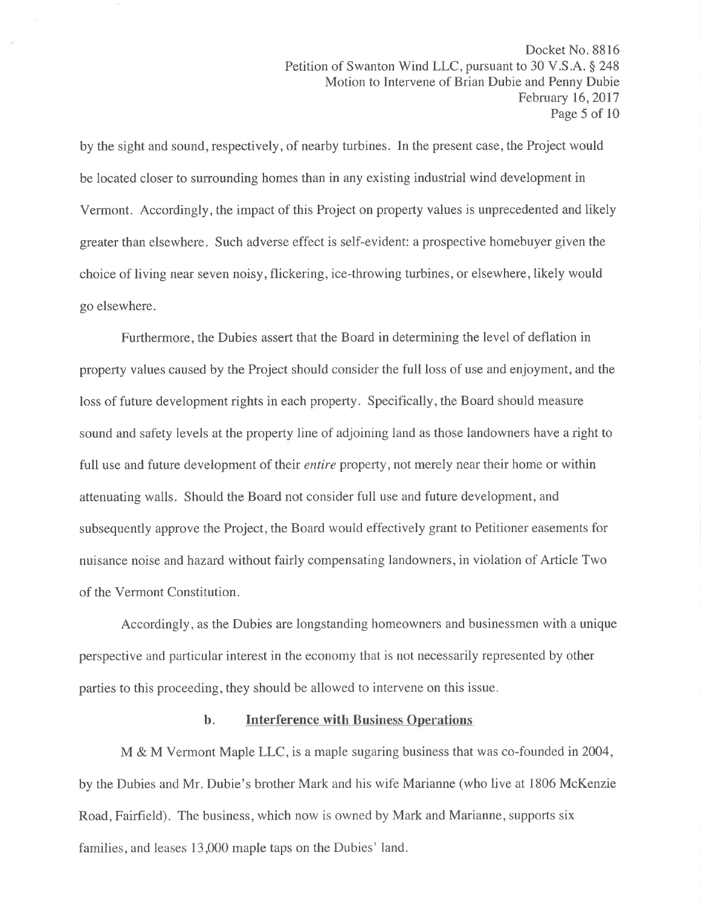by the sight and sound, respectively, of nearby turbines. In the present case, the Project would be located closer to surrounding homes than in any existing industrial wind development in Vermont. Accordingly, the impact of this Project on property values is unprecedented and likely greater than elsewhere. Such adverse effect is self-evident: a prospective homebuyer given the choice of living near seven noisy, flickering, ice-throwing turbines, or elsewhere, likely would go elsewhere.

Furthermore, the Dubies assert that the Board in determining the level of deflation in property values caused by the Project should consider the full loss of use and enjoyment, and the loss of future development rights in each property. Specifically, the Board should measure sound and safety levels at the property line of adjoining land as those landowners have a right to full use and future development of their *entire* property, not merely near their home or within attenuating walls. Should the Board not consider full use and future development, and subsequently approve the Project, the Board would effectively grant to Petitioner easements for nuisance noise and hazard without fairly compensating landowners, in violation of Article Two of the Vermont Constitution.

Accordingly, as the Dubies are longstanding homeowners and businessmen with a unique perspective and particular interest in the economy that is not necessarily represented by other parties to this proceeding, they should be allowed to intervene on this issue.

### b. Interference with Business Operations

M & M Vermont Maple LLC, is a maple sugaring business that was co-founded in 2004, by the Dubies and Mr. Dubie's brother Mark and his wife Marianne (who live at 1806 McKenzie Road, Fairfield). The business, which now is owned by Mark and Marianne, supports six families, and leases 13,000 maple taps on the Dubies' land.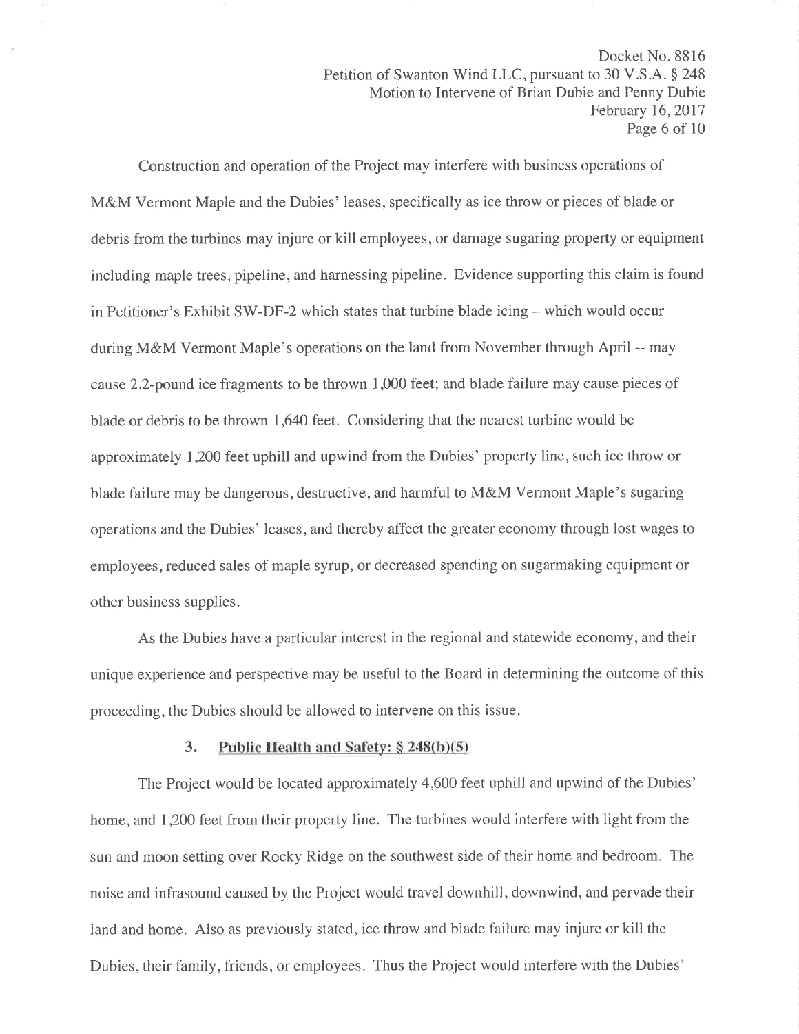Construction and operation of the Project may interfere with business operations of M&M Vermont Maple and the Dubies' leases, specifically as ice throw or pieces of blade or debris from the turbines may injure or kill employees, or damage sugaring property or equipment including maple trees, pipeline, and harnessing pipeline. Evidence supporting this claim is found in Petitioner's Exhibit SW-DF-2 which states that turbine blade icing – which would occur during M&M Vermont Maple's operations on the land from November through April -- may cause 2.2-pound ice fragments to be thrown 1,000 feet; and blade failure may cause pieces of blade or debris to be thrown 1,640 feet. Considering that the nearest turbine would be approximately 1,200 feet uphill and upwind from the Dubies' property line, such ice throw or blade failure may be dangerous, destructive, and harmful to M&M Vermont Maple's sugaring operations and the Dubies' leases, and thereby affect the greater economy through lost wages to employees, reduced sales of maple syrup, or decreased spending on sugarmaking equipment or other business supplies.

As the Dubies have a particular interest in the regional and statewide economy, and their unique experience and perspective may be useful to the Board in determining the outcome of this proceeding, the Dubies should be allowed to intervene on this issue.

### 3. Public Health and Safety: § 248(b)(5)

The Project would be located approximately 4,600 feet uphill and upwind of the Dubies' home, and 1,200 feet from their property line. The turbines would interfere with light from the sun and moon setting over Rocky Ridge on the southwest side of their home and bedroom. The noise and infrasound caused by the Project would travel downhill, downwind, and pervade their land and home. Also as previously stated, ice throw and blade failure may injure or kill the Dubies, their family, friends, or employees. Thus the Project would interfere with the Dubies'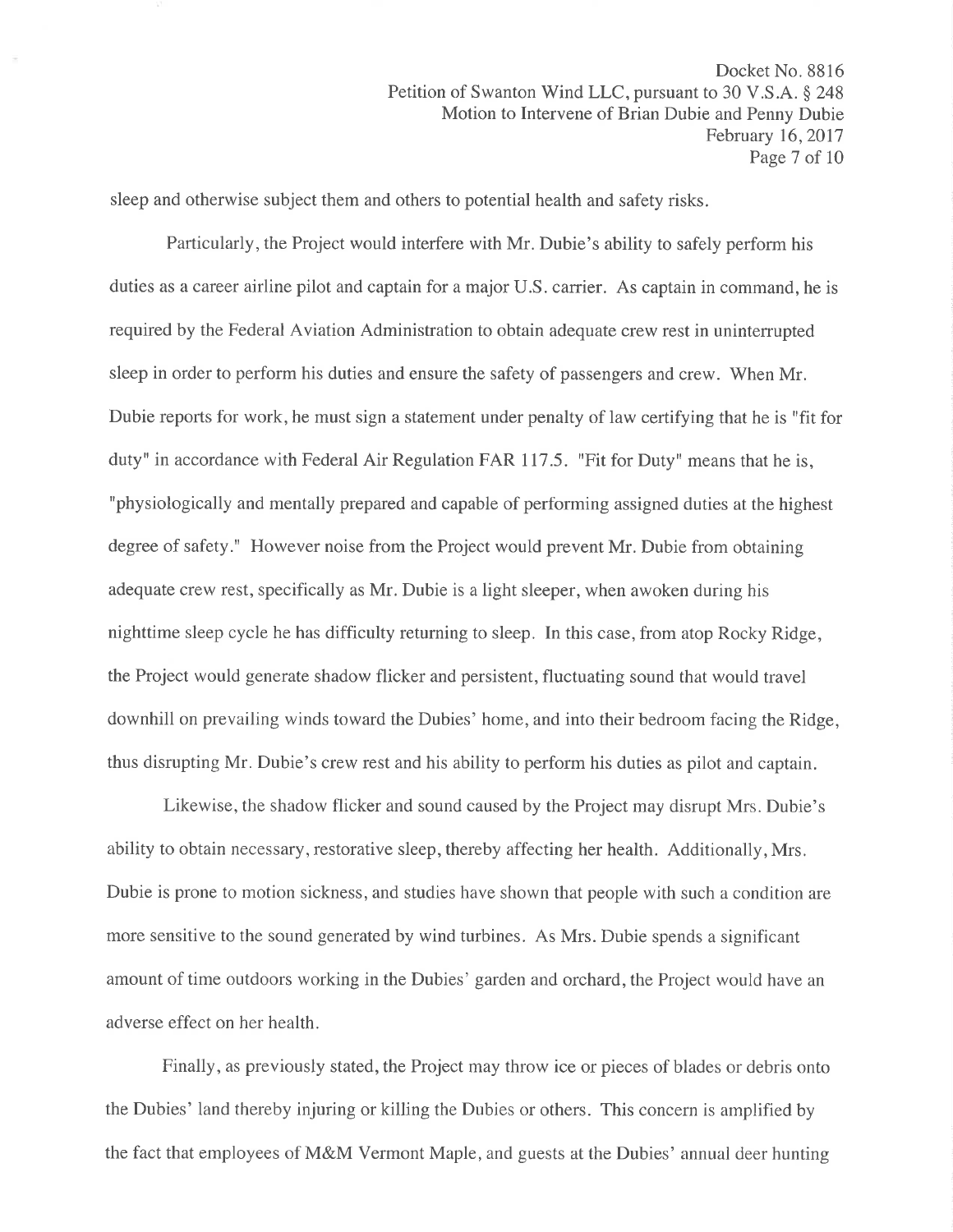sleep and otherwise subject them and others to potential health and safety risks.

Particularly, the Project would interfere with Mr. Dubie's ability to safely perform his duties as a career airline pilot and captain for a major U.S. carrier. As captain in command, he is required by the Federal Aviation Administration to obtain adequate crew rest in uninterrupted sleep in order to perform his duties and ensure the safety of passengers and crew. When Mr. Dubie reports for work, he must sign a statement under penalty of law certifying that he is "fit for duty" in accordance with Federal Air Regulation FAR 117.5. "Fit for Duty" means that he is, "physiologically and mentally prepared and capable of performing assigned duties at the highest degree of safety." However noise from the Project would prevent Mr. Dubie from obtaining adequate crew rest, specifically as Mr. Dubie is a light sleeper, when awoken during his nighttime sleep cycle he has difficulty returning to sleep. In this case, from atop Rocky Ridge, the Project would generate shadow flicker and persistent, fluctuating sound that would travel downhill on prevailing winds toward the Dubies' home, and into their bedroom facing the Ridge, thus disrupting Mr. Dubie's crew rest and his ability to perform his duties as pilot and captain.

Likewise, the shadow flicker and sound caused by the Project may disrupt Mrs. Dubie's ability to obtain necessary, restorative sleep, thereby affecting her health. Additionally, Mrs. Dubie is prone to motion sickness, and studies have shown that people with such a condition are more sensitive to the sound generated by wind turbines. As Mrs. Dubie spends a significant amount of time outdoors working in the Dubies' garden and orchard, the Project would have an adverse effect on her health.

Finally, as previously stated, the Project may throw ice or pieces of blades or debris onto the Dubies' land thereby injuring or killing the Dubies or others. This concern is amplified by the fact that employees of M&M Vermont Maple, and guests at the Dubies' annual deer hunting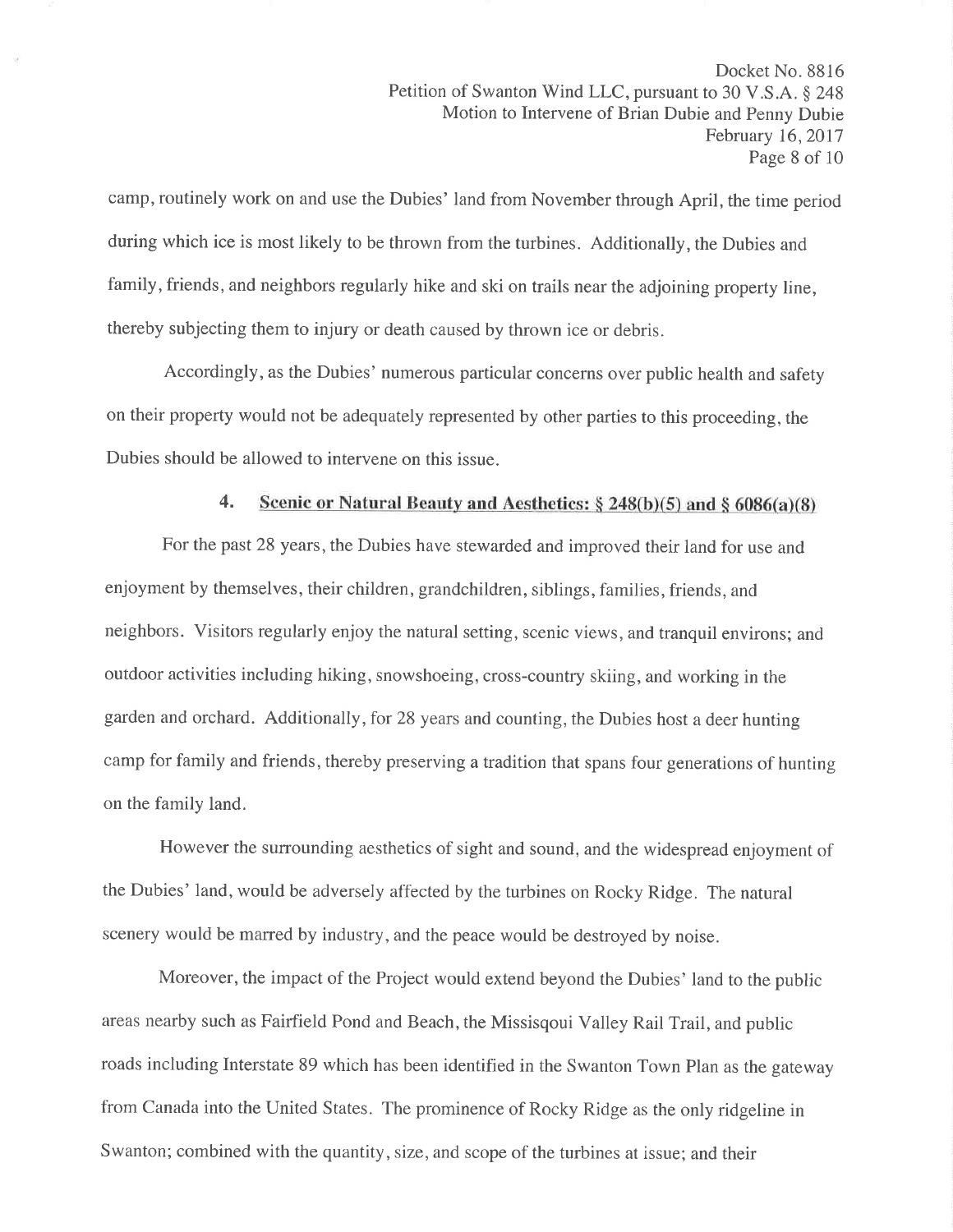camp, routinely work on and use the Dubies' land from November through April, the time period during which ice is most likely to be thrown from the turbines. Additionally, the Dubies and family, friends, and neighbors regularly hike and ski on trails near the adjoining property line, thereby subjecting them to injury or death caused by thrown ice or debris.

Accordingly, as the Dubies' numerous particular concerns over public health and safety on their property would not be adequately represented by other parties to this proceeding, the Dubies should be allowed to intervene on this issue.

### 4. Scenic or Natural Beauty and Aesthetics: § 248(b)(5) and § 6086(a)(8)

For the past 28 years, the Dubies have stewarded and improved their land for use and enjoyment by themselves, their children, grandchildren, siblings, families, friends, and neighbors. Visitors regularly enjoy the natural setting, scenic views, and tranquil environs; and outdoor activities including hiking, snowshoeing, cross-country skiing, and working in the garden and orchard. Additionally, for 28 years and counting, the Dubies host a deer hunting camp for family and friends, thereby preserving a tradition that spans four generations of hunting on the family land.

However the surrounding aesthetics of sight and sound, and the widespread enjoyment of the Dubies' land, would be adversely affected by the turbines on Rocky Ridge. The natural scenery would be marred by industry, and the peace would be destroyed by noise.

Moreover, the impact of the Project would extend beyond the Dubies' land to the public areas nearby such as Fairfield Pond and Beach, the Missisqoui Valley Rail Trail, and public roads including Interstate 89 which has been identified in the Swanton Town Plan as the gateway from Canada into the United States. The prominence of Rocky Ridge as the only ridgeline in Swanton; combined with the quantity, size, and scope of the turbines at issue; and their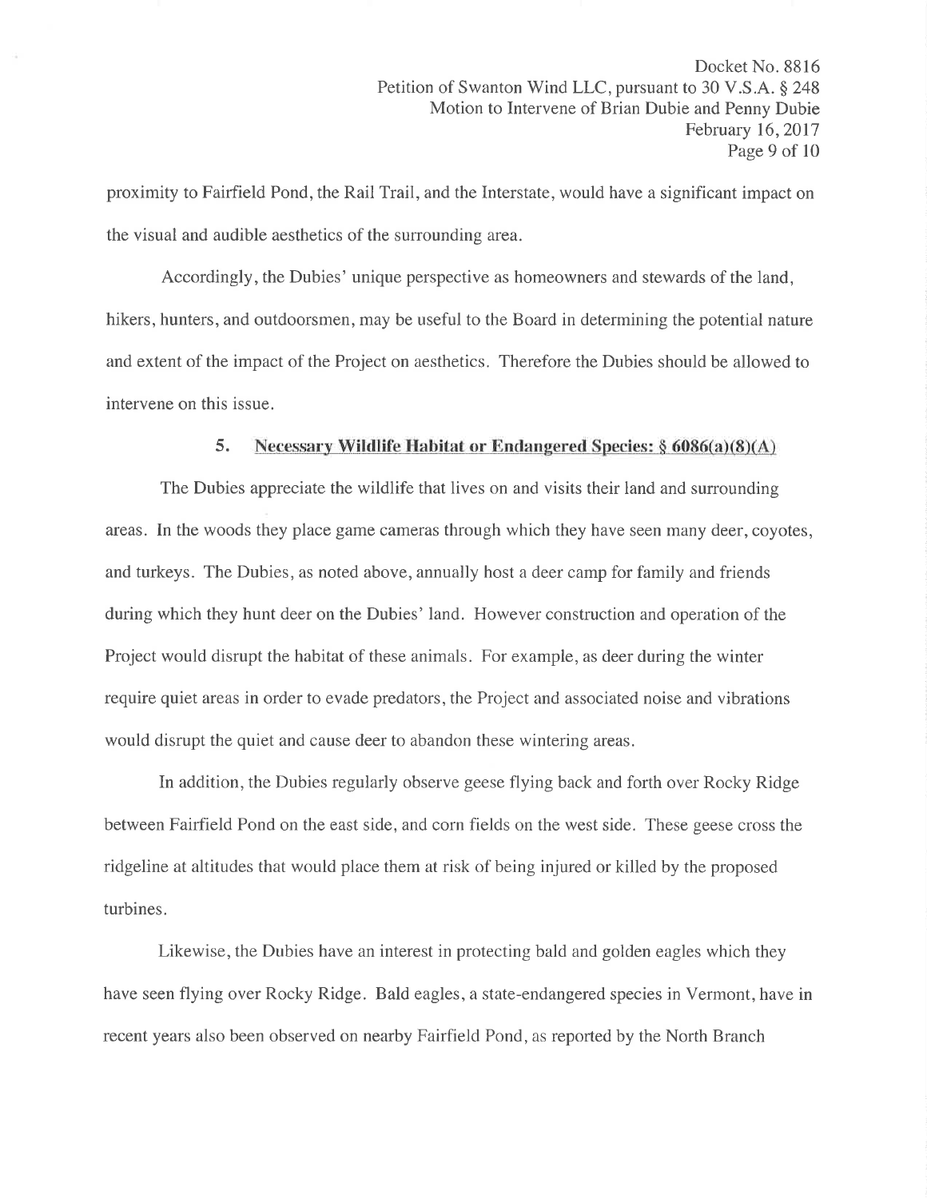proximity to Fairfield Pond, the Rail Trail, and the Interstate, would have a significant impact on the visual and audible aesthetics of the surrounding area.

Accordingly, the Dubies' unique perspective as homeowners and stewards of the land, hikers, hunters, and outdoorsmen, may be useful to the Board in determining the potential nature and extent of the impact of the Project on aesthetics. Therefore the Dubies should be allowed to intervene on this issue.

### 5. Necessary Wildlife Habitat or Endangered Species: § 6086(a)(8)(A)

The Dubies appreciate the wildlife that lives on and visits their land and surrounding areas. In the woods they place game cameras through which they have seen many deer, coyotes, and turkeys. The Dubies, as noted above, annually host a deer camp for family and friends during which they hunt deer on the Dubies' land. However construction and operation of the Project would disrupt the habitat of these animals. For example, as deer during the winter require quiet areas in order to evade predators, the Project and associated noise and vibrations would disrupt the quiet and cause deer to abandon these wintering areas.

In addition, the Dubies regularly observe geese flying back and forth over Rocky Ridge between Fairfield Pond on the east side, and corn fields on the west side. These geese cross the ridgeline at altitudes that would place them at risk of being injured or killed by the proposed turbines.

Likewise, the Dubies have an interest in protecting bald and golden eagles which they have seen flying over Rocky Ridge. Bald eagles, a state-endangered species in Vermont, have in recent years also been observed on nearby Fairfield Pond, as reported by the North Branch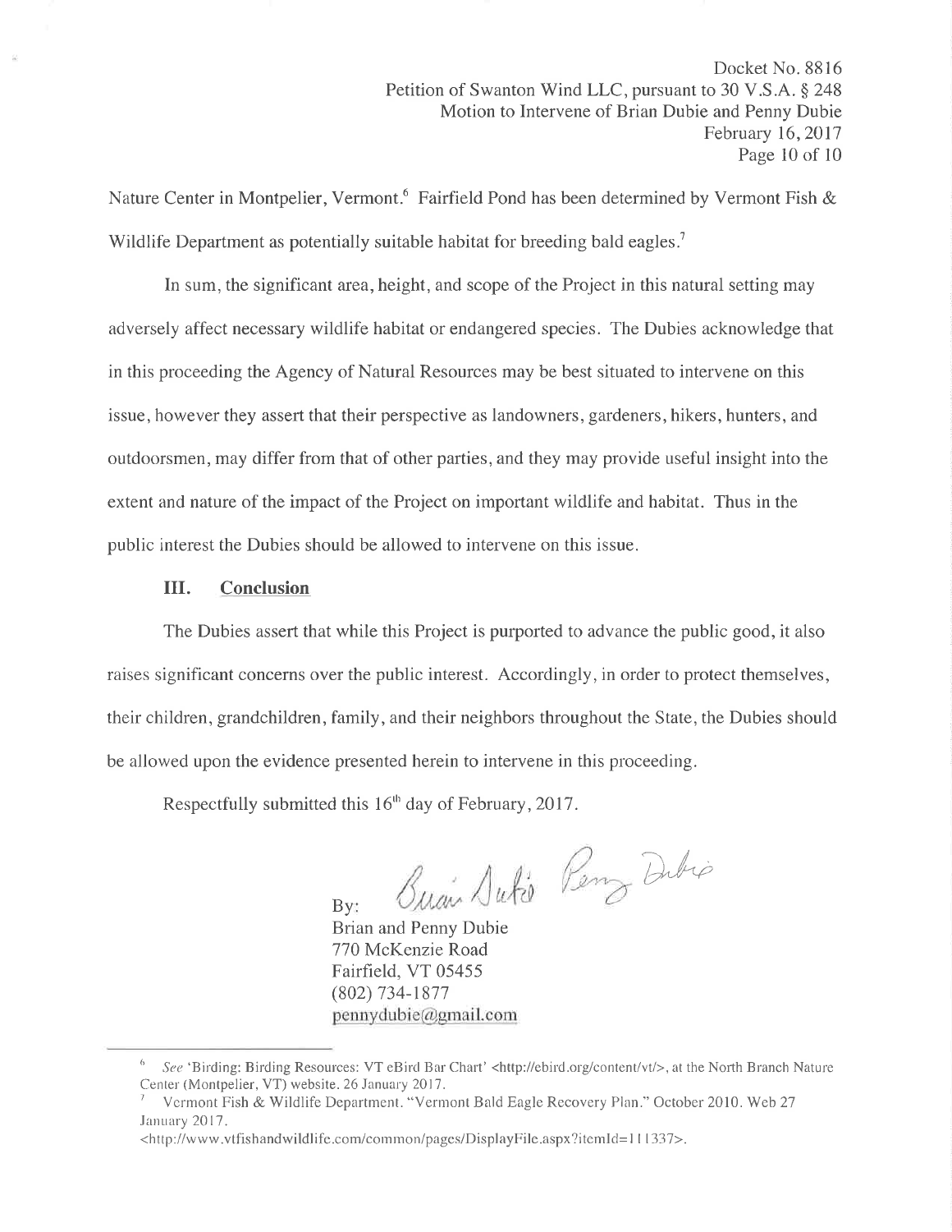Nature Center in Montpelier, Vermont.[6] Fairfield Pond has been determined by Vermont Fish & Wildlife Department as potentially suitable habitat for breeding bald eagles.[7]

In sum, the significant area, height, and scope of the Project in this natural setting may adversely affect necessary wildlife habitat or endangered species. The Dubies acknowledge that in this proceeding the Agency of Natural Resources may be best situated to intervene on this issue, however they assert that their perspective as landowners, gardeners, hikers, hunters, and outdoorsmen, may differ from that of other parties, and they may provide useful insight into the extent and nature of the impact of the Project on important wildlife and habitat. Thus in the public interest the Dubies should be allowed to intervene on this issue.

### III. Conclusion

The Dubies assert that while this Project is purported to advance the public good, it also raises significant concerns over the public interest. Accordingly, in order to protect themselves, their children, grandchildren, family, and their neighbors throughout the State, the Dubies should be allowed upon the evidence presented herein to intervene in this proceeding.

Respectfully submitted this 16th day of February, 2017.

By: Brian Dubie Penny Dubie

Brian and Penny Dubie
770 McKenzie Road
Fairfield, VT 05455
(802) 734-1877
pennydubie@gmail.com

---

[6] *See* 'Birding: Birding Resources: VT eBird Bar Chart' <http://ebird.org/content/vt/>, at the North Branch Nature Center (Montpelier, VT) website. 26 January 2017.

[7] Vermont Fish & Wildlife Department. "Vermont Bald Eagle Recovery Plan." October 2010. Web 27 January 2017. <http://www.vtfishandwildlife.com/common/pages/DisplayFile.aspx?itemId=111337>.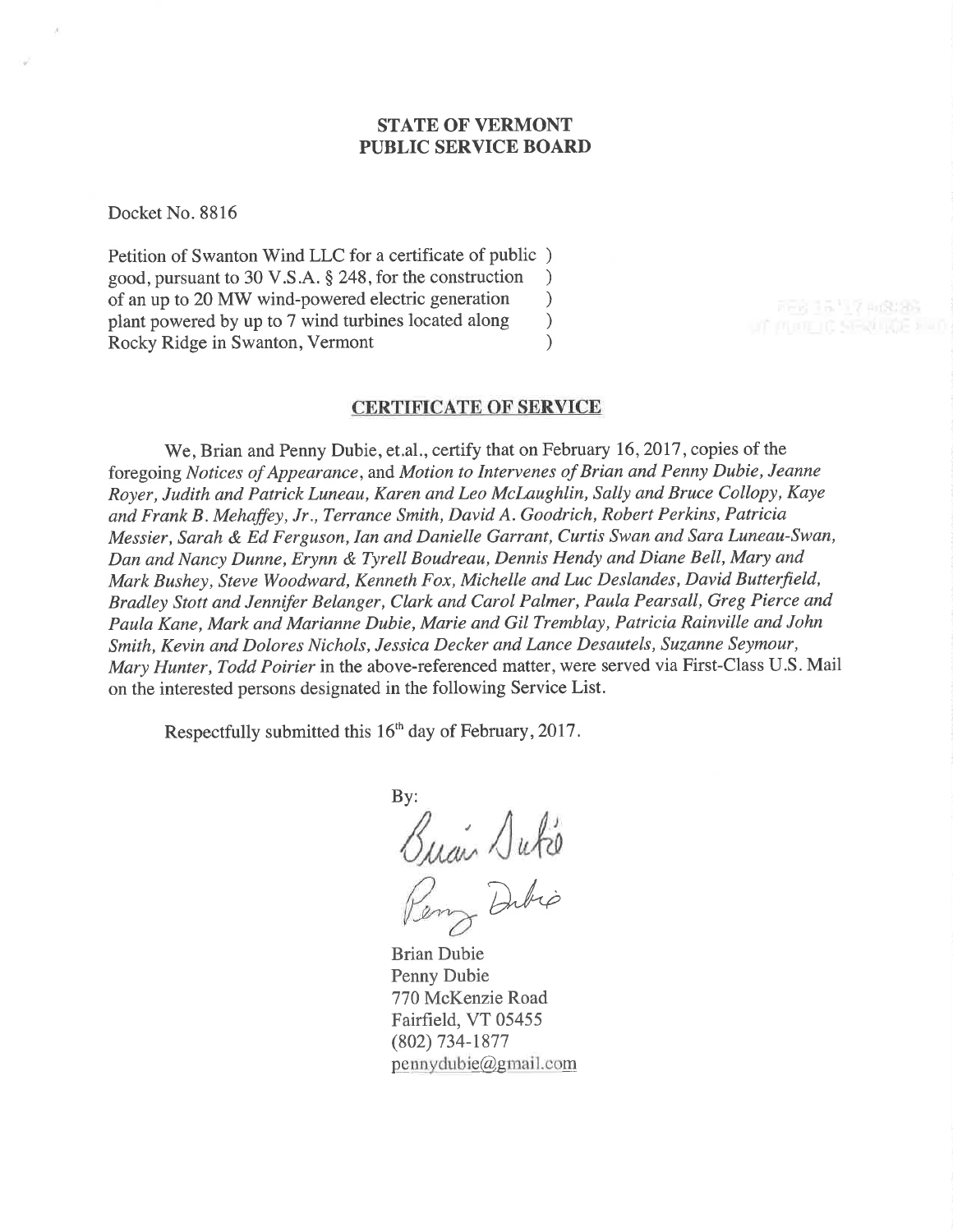## STATE OF VERMONT
## PUBLIC SERVICE BOARD

Docket No. 8816

Petition of Swanton Wind LLC for a certificate of public )
good, pursuant to 30 V.S.A. § 248, for the construction )
of an up to 20 MW wind-powered electric generation )
plant powered by up to 7 wind turbines located along )
Rocky Ridge in Swanton, Vermont )

### CERTIFICATE OF SERVICE

We, Brian and Penny Dubie, et.al., certify that on February 16, 2017, copies of the foregoing *Notices of Appearance*, and *Motion to Intervenes of Brian and Penny Dubie, Jeanne Royer, Judith and Patrick Luneau, Karen and Leo McLaughlin, Sally and Bruce Collopy, Kaye and Frank B. Mehaffey, Jr., Terrance Smith, David A. Goodrich, Robert Perkins, Patricia Messier, Sarah & Ed Ferguson, Ian and Danielle Garrant, Curtis Swan and Sara Luneau-Swan, Dan and Nancy Dunne, Erynn & Tyrell Boudreau, Dennis Hendy and Diane Bell, Mary and Mark Bushey, Steve Woodward, Kenneth Fox, Michelle and Luc Deslandes, David Butterfield, Bradley Stott and Jennifer Belanger, Clark and Carol Palmer, Paula Pearsall, Greg Pierce and Paula Kane, Mark and Marianne Dubie, Marie and Gil Tremblay, Patricia Rainville and John Smith, Kevin and Dolores Nichols, Jessica Decker and Lance Desautels, Suzanne Seymour, Mary Hunter, Todd Poirier* in the above-referenced matter, were served via First-Class U.S. Mail on the interested persons designated in the following Service List.

Respectfully submitted this 16th day of February, 2017.

By:

Brian Dubie
Penny Dubie
770 McKenzie Road
Fairfield, VT 05455
(802) 734-1877
pennydubie@gmail.com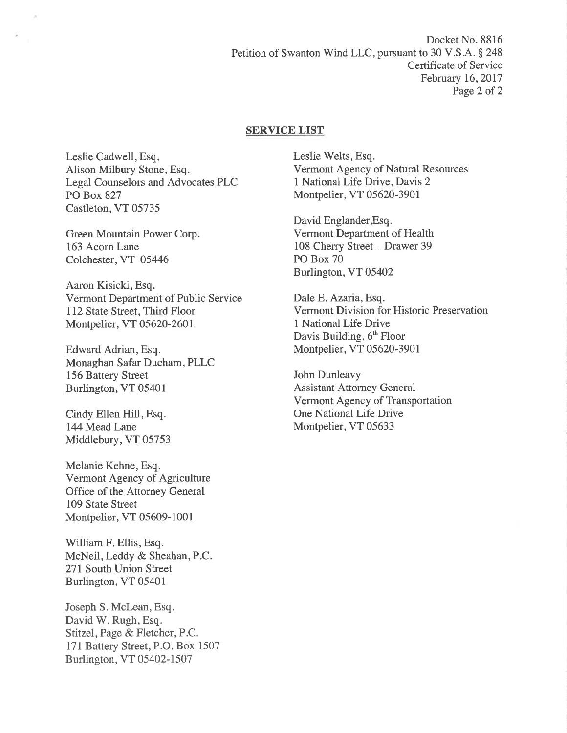## SERVICE LIST

Leslie Cadwell, Esq,
Alison Milbury Stone, Esq.
Legal Counselors and Advocates PLC
PO Box 827
Castleton, VT 05735

Green Mountain Power Corp.
163 Acorn Lane
Colchester, VT 05446

Aaron Kisicki, Esq.
Vermont Department of Public Service
112 State Street, Third Floor
Montpelier, VT 05620-2601

Edward Adrian, Esq.
Monaghan Safar Ducham, PLLC
156 Battery Street
Burlington, VT 05401

Cindy Ellen Hill, Esq.
144 Mead Lane
Middlebury, VT 05753

Melanie Kehne, Esq.
Vermont Agency of Agriculture
Office of the Attorney General
109 State Street
Montpelier, VT 05609-1001

William F. Ellis, Esq.
McNeil, Leddy & Sheahan, P.C.
271 South Union Street
Burlington, VT 05401

Joseph S. McLean, Esq.
David W. Rugh, Esq.
Stitzel, Page & Fletcher, P.C.
171 Battery Street, P.O. Box 1507
Burlington, VT 05402-1507

Leslie Welts, Esq.
Vermont Agency of Natural Resources
1 National Life Drive, Davis 2
Montpelier, VT 05620-3901

David Englander,Esq.
Vermont Department of Health
108 Cherry Street – Drawer 39
PO Box 70
Burlington, VT 05402

Dale E. Azaria, Esq.
Vermont Division for Historic Preservation
1 National Life Drive
Davis Building, 6th Floor
Montpelier, VT 05620-3901

John Dunleavy
Assistant Attorney General
Vermont Agency of Transportation
One National Life Drive
Montpelier, VT 05633